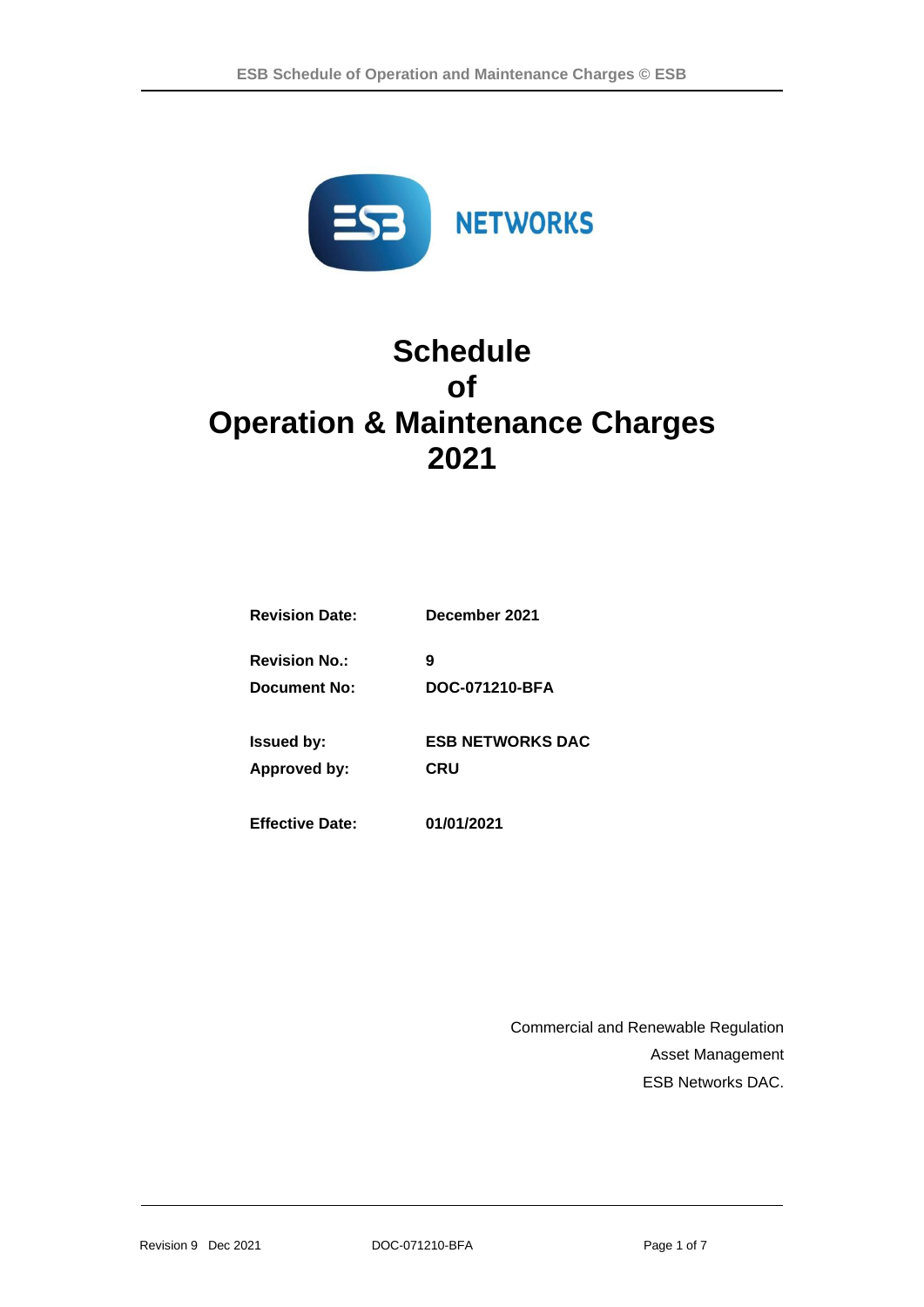# Schedule of Operation & Maintenance Charges 2021

| | |
|---|---|
| **Revision Date:** | **December 2021** |
| **Revision No.:** | **9** |
| **Document No:** | **DOC-071210-BFA** |
| **Issued by:** | **ESB NETWORKS DAC** |
| **Approved by:** | **CRU** |
| **Effective Date:** | **01/01/2021** |

Commercial and Renewable Regulation
Asset Management
ESB Networks DAC.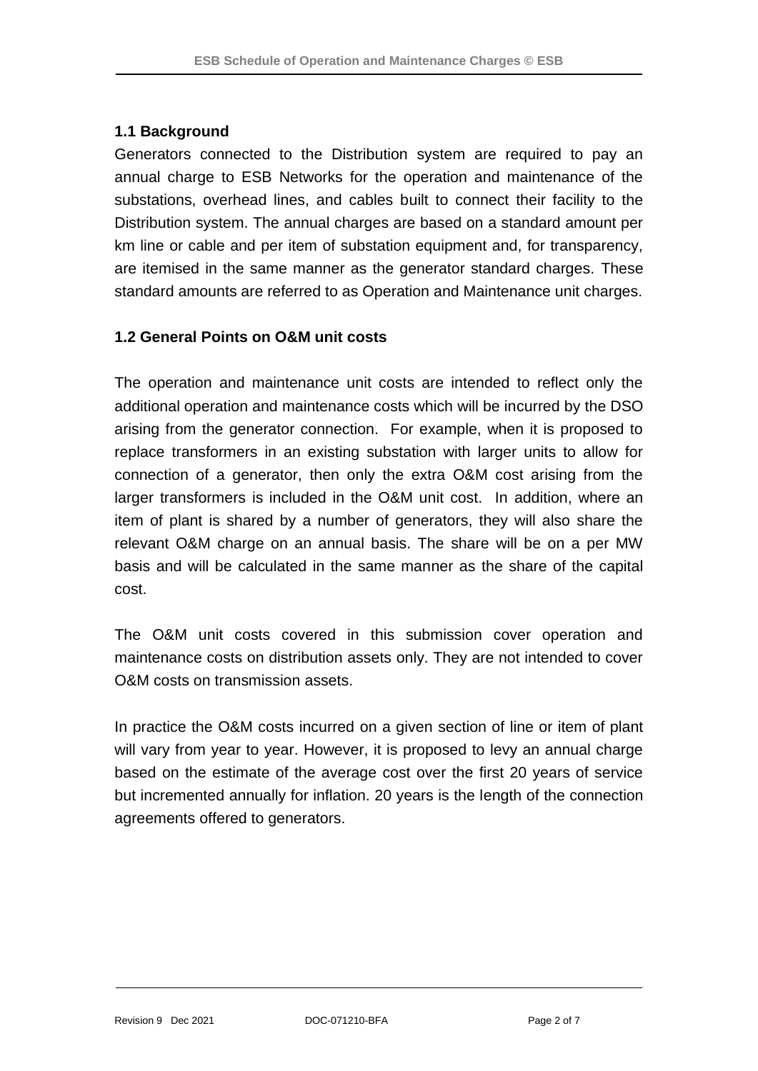## 1.1 Background

Generators connected to the Distribution system are required to pay an annual charge to ESB Networks for the operation and maintenance of the substations, overhead lines, and cables built to connect their facility to the Distribution system. The annual charges are based on a standard amount per km line or cable and per item of substation equipment and, for transparency, are itemised in the same manner as the generator standard charges. These standard amounts are referred to as Operation and Maintenance unit charges.

## 1.2 General Points on O&M unit costs

The operation and maintenance unit costs are intended to reflect only the additional operation and maintenance costs which will be incurred by the DSO arising from the generator connection. For example, when it is proposed to replace transformers in an existing substation with larger units to allow for connection of a generator, then only the extra O&M cost arising from the larger transformers is included in the O&M unit cost. In addition, where an item of plant is shared by a number of generators, they will also share the relevant O&M charge on an annual basis. The share will be on a per MW basis and will be calculated in the same manner as the share of the capital cost.

The O&M unit costs covered in this submission cover operation and maintenance costs on distribution assets only. They are not intended to cover O&M costs on transmission assets.

In practice the O&M costs incurred on a given section of line or item of plant will vary from year to year. However, it is proposed to levy an annual charge based on the estimate of the average cost over the first 20 years of service but incremented annually for inflation. 20 years is the length of the connection agreements offered to generators.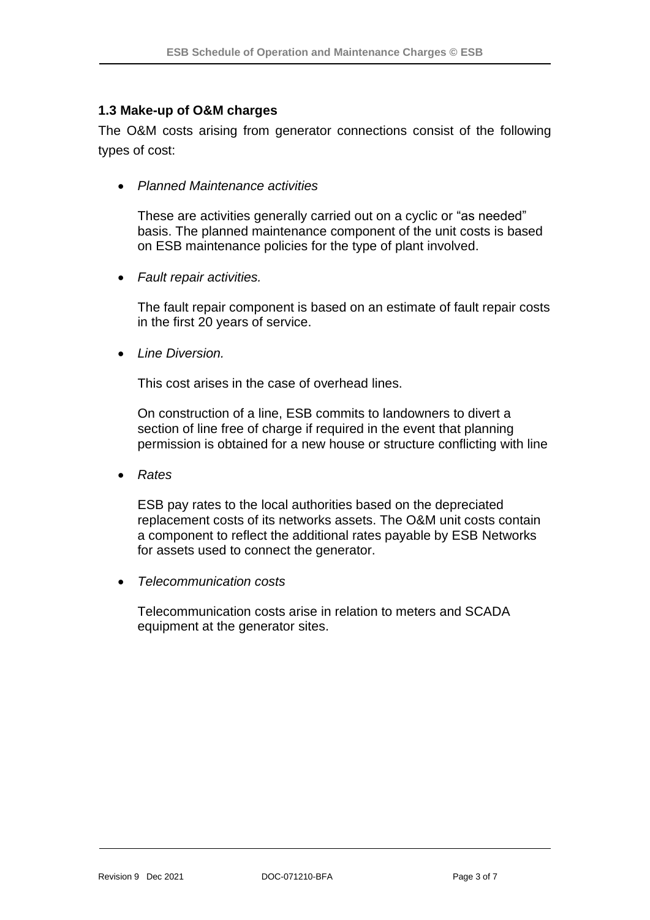### 1.3 Make-up of O&M charges

The O&M costs arising from generator connections consist of the following types of cost:

- *Planned Maintenance activities*

  These are activities generally carried out on a cyclic or "as needed" basis. The planned maintenance component of the unit costs is based on ESB maintenance policies for the type of plant involved.

- *Fault repair activities.*

  The fault repair component is based on an estimate of fault repair costs in the first 20 years of service.

- *Line Diversion.*

  This cost arises in the case of overhead lines.

  On construction of a line, ESB commits to landowners to divert a section of line free of charge if required in the event that planning permission is obtained for a new house or structure conflicting with line

- *Rates*

  ESB pay rates to the local authorities based on the depreciated replacement costs of its networks assets. The O&M unit costs contain a component to reflect the additional rates payable by ESB Networks for assets used to connect the generator.

- *Telecommunication costs*

  Telecommunication costs arise in relation to meters and SCADA equipment at the generator sites.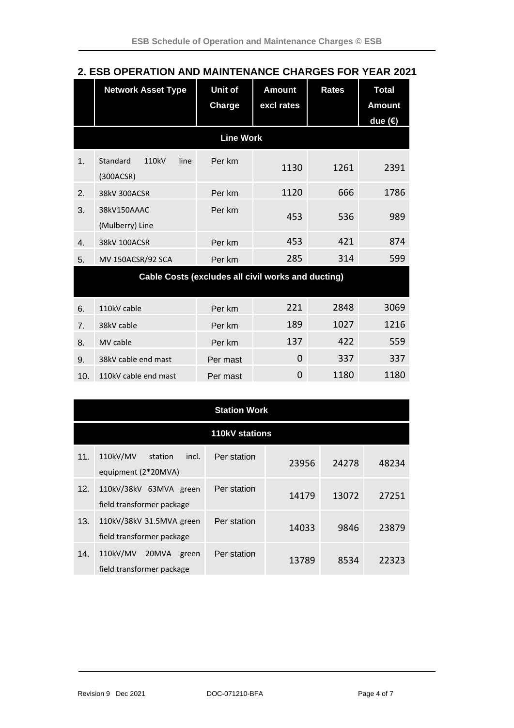## 2. ESB OPERATION AND MAINTENANCE CHARGES FOR YEAR 2021

| | Network Asset Type | Unit of Charge | Amount excl rates | Rates | Total Amount due (€) |
|---|---|---|---|---|---|
| **Line Work** | | | | | |
| 1. | Standard 110kV line (300ACSR) | Per km | 1130 | 1261 | 2391 |
| 2. | 38kV 300ACSR | Per km | 1120 | 666 | 1786 |
| 3. | 38kV150AAAC (Mulberry) Line | Per km | 453 | 536 | 989 |
| 4. | 38kV 100ACSR | Per km | 453 | 421 | 874 |
| 5. | MV 150ACSR/92 SCA | Per km | 285 | 314 | 599 |
| **Cable Costs (excludes all civil works and ducting)** | | | | | |
| 6. | 110kV cable | Per km | 221 | 2848 | 3069 |
| 7. | 38kV cable | Per km | 189 | 1027 | 1216 |
| 8. | MV cable | Per km | 137 | 422 | 559 |
| 9. | 38kV cable end mast | Per mast | 0 | 337 | 337 |
| 10. | 110kV cable end mast | Per mast | 0 | 1180 | 1180 |

| | | | | | |
|---|---|---|---|---|---|
| **Station Work** | | | | | |
| **110kV stations** | | | | | |
| 11. | 110kV/MV station incl. equipment (2*20MVA) | Per station | 23956 | 24278 | 48234 |
| 12. | 110kV/38kV 63MVA green field transformer package | Per station | 14179 | 13072 | 27251 |
| 13. | 110kV/38kV 31.5MVA green field transformer package | Per station | 14033 | 9846 | 23879 |
| 14. | 110kV/MV 20MVA green field transformer package | Per station | 13789 | 8534 | 22323 |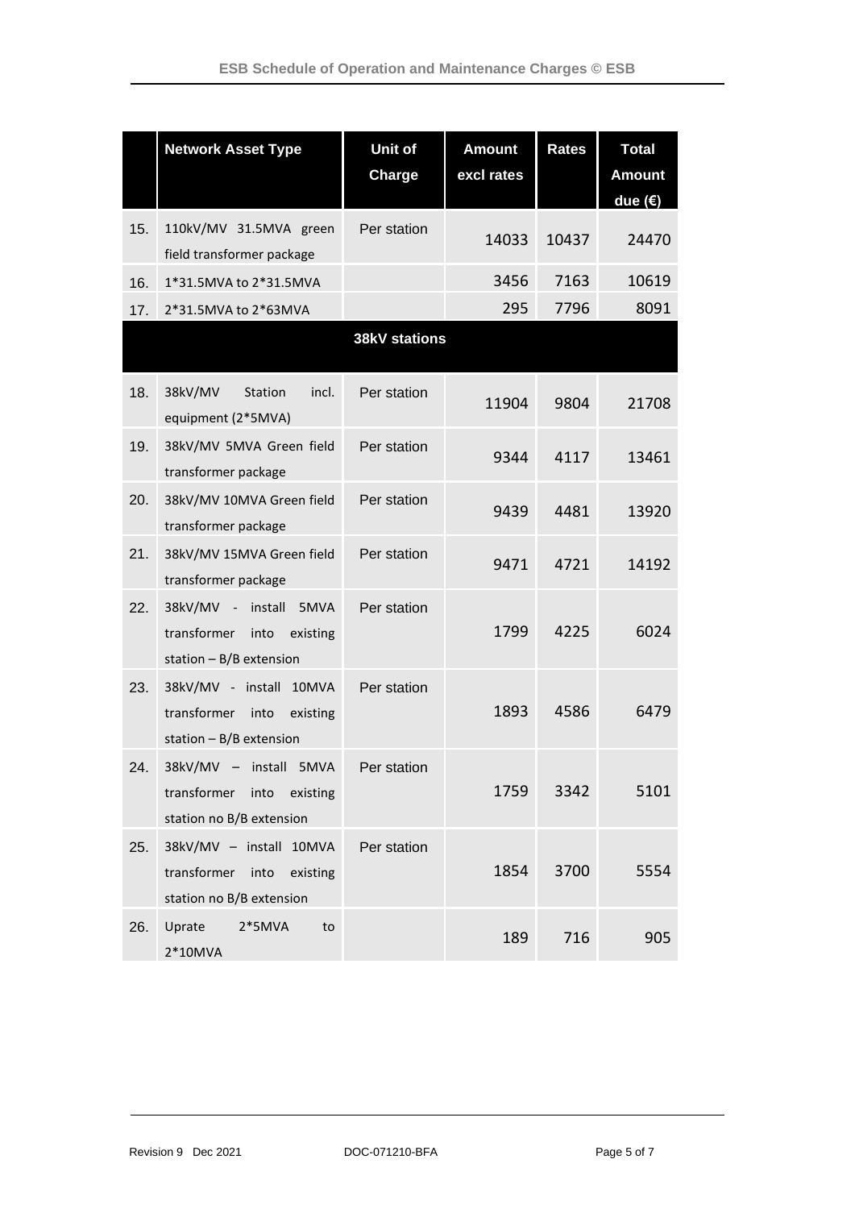|  | Network Asset Type | Unit of Charge | Amount excl rates | Rates | Total Amount due (€) |
|---|---|---|---|---|---|
| 15. | 110kV/MV 31.5MVA green field transformer package | Per station | 14033 | 10437 | 24470 |
| 16. | 1*31.5MVA to 2*31.5MVA |  | 3456 | 7163 | 10619 |
| 17. | 2*31.5MVA to 2*63MVA |  | 295 | 7796 | 8091 |
|  |  | **38kV stations** |  |  |  |
| 18. | 38kV/MV Station incl. equipment (2*5MVA) | Per station | 11904 | 9804 | 21708 |
| 19. | 38kV/MV 5MVA Green field transformer package | Per station | 9344 | 4117 | 13461 |
| 20. | 38kV/MV 10MVA Green field transformer package | Per station | 9439 | 4481 | 13920 |
| 21. | 38kV/MV 15MVA Green field transformer package | Per station | 9471 | 4721 | 14192 |
| 22. | 38kV/MV - install 5MVA transformer into existing station – B/B extension | Per station | 1799 | 4225 | 6024 |
| 23. | 38kV/MV - install 10MVA transformer into existing station – B/B extension | Per station | 1893 | 4586 | 6479 |
| 24. | 38kV/MV – install 5MVA transformer into existing station no B/B extension | Per station | 1759 | 3342 | 5101 |
| 25. | 38kV/MV – install 10MVA transformer into existing station no B/B extension | Per station | 1854 | 3700 | 5554 |
| 26. | Uprate 2*5MVA to 2*10MVA |  | 189 | 716 | 905 |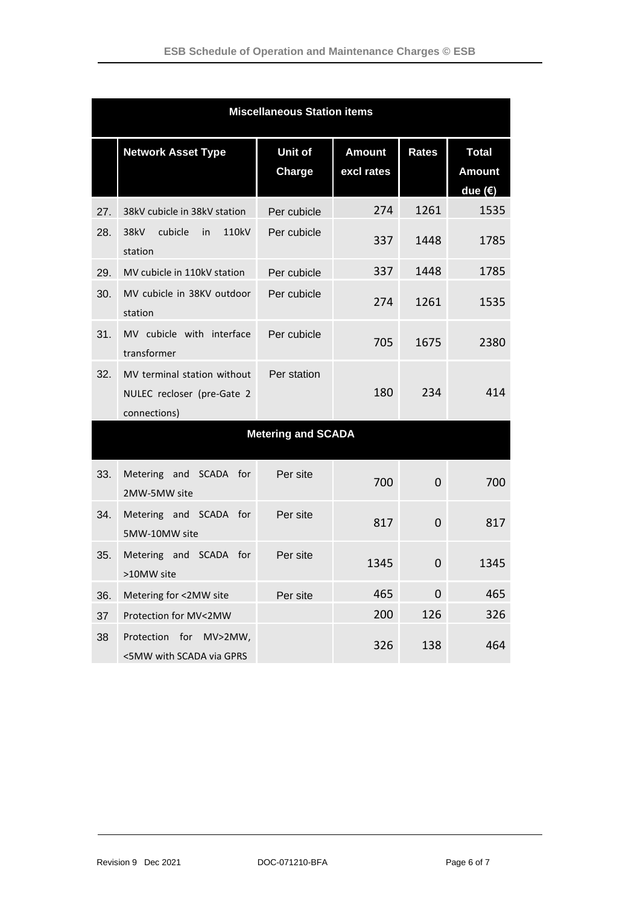| | Network Asset Type | Unit of Charge | Amount excl rates | Rates | Total Amount due (€) |
|---|---|---|---|---|---|
| | **Miscellaneous Station items** | | | | |
| 27. | 38kV cubicle in 38kV station | Per cubicle | 274 | 1261 | 1535 |
| 28. | 38kV cubicle in 110kV station | Per cubicle | 337 | 1448 | 1785 |
| 29. | MV cubicle in 110kV station | Per cubicle | 337 | 1448 | 1785 |
| 30. | MV cubicle in 38KV outdoor station | Per cubicle | 274 | 1261 | 1535 |
| 31. | MV cubicle with interface transformer | Per cubicle | 705 | 1675 | 2380 |
| 32. | MV terminal station without NULEC recloser (pre-Gate 2 connections) | Per station | 180 | 234 | 414 |
| | **Metering and SCADA** | | | | |
| 33. | Metering and SCADA for 2MW-5MW site | Per site | 700 | 0 | 700 |
| 34. | Metering and SCADA for 5MW-10MW site | Per site | 817 | 0 | 817 |
| 35. | Metering and SCADA for >10MW site | Per site | 1345 | 0 | 1345 |
| 36. | Metering for <2MW site | Per site | 465 | 0 | 465 |
| 37 | Protection for MV<2MW | | 200 | 126 | 326 |
| 38 | Protection for MV>2MW, <5MW with SCADA via GPRS | | 326 | 138 | 464 |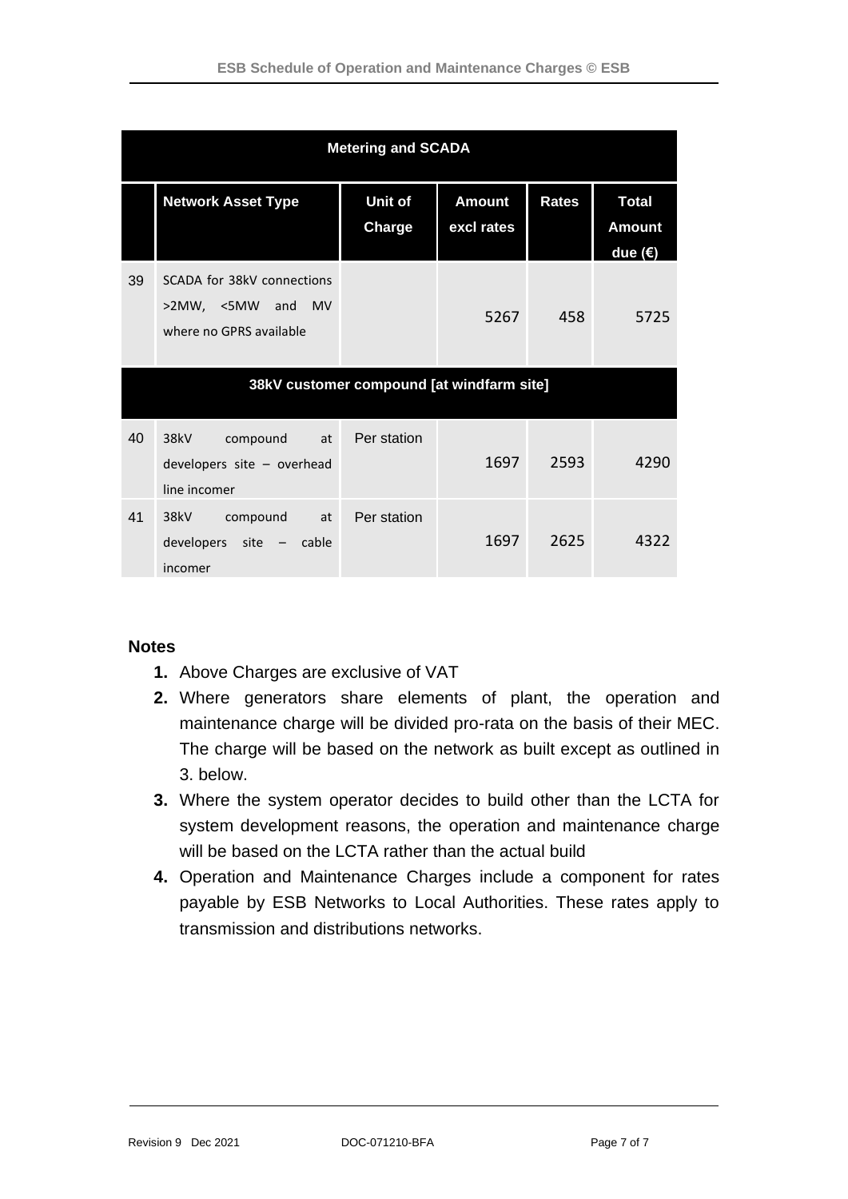| | Metering and SCADA | | | | |
|---|---|---|---|---|---|
| | **Network Asset Type** | **Unit of Charge** | **Amount excl rates** | **Rates** | **Total Amount due (€)** |
| 39 | SCADA for 38kV connections >2MW, <5MW and MV where no GPRS available | | 5267 | 458 | 5725 |
| | **38kV customer compound [at windfarm site]** | | | | |
| 40 | 38kV compound at developers site – overhead line incomer | Per station | 1697 | 2593 | 4290 |
| 41 | 38kV compound at developers site – cable incomer | Per station | 1697 | 2625 | 4322 |

**Notes**

1. Above Charges are exclusive of VAT
2. Where generators share elements of plant, the operation and maintenance charge will be divided pro-rata on the basis of their MEC. The charge will be based on the network as built except as outlined in 3. below.
3. Where the system operator decides to build other than the LCTA for system development reasons, the operation and maintenance charge will be based on the LCTA rather than the actual build
4. Operation and Maintenance Charges include a component for rates payable by ESB Networks to Local Authorities. These rates apply to transmission and distributions networks.